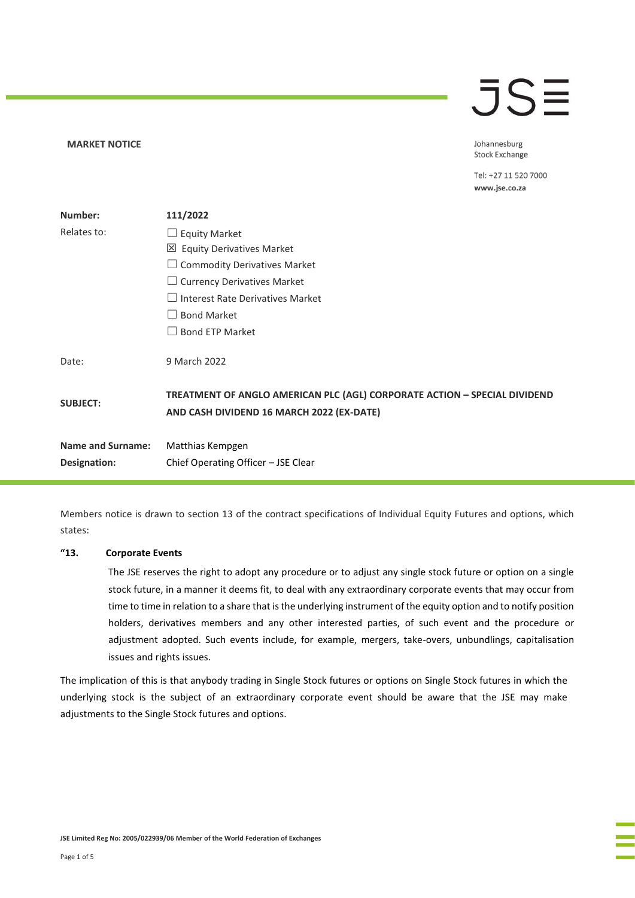**MARKET NOTICE**

Johannesburg
Stock Exchange

Tel: +27 11 520 7000
www.jse.co.za

| | |
|---|---|
| **Number:** | **111/2022** |
| Relates to: | ☐ Equity Market<br>☒ Equity Derivatives Market<br>☐ Commodity Derivatives Market<br>☐ Currency Derivatives Market<br>☐ Interest Rate Derivatives Market<br>☐ Bond Market<br>☐ Bond ETP Market |
| Date: | 9 March 2022 |
| **SUBJECT:** | **TREATMENT OF ANGLO AMERICAN PLC (AGL) CORPORATE ACTION – SPECIAL DIVIDEND AND CASH DIVIDEND 16 MARCH 2022 (EX-DATE)** |
| **Name and Surname:** | Matthias Kempgen |
| **Designation:** | Chief Operating Officer – JSE Clear |

Members notice is drawn to section 13 of the contract specifications of Individual Equity Futures and options, which states:

**"13. Corporate Events**

The JSE reserves the right to adopt any procedure or to adjust any single stock future or option on a single stock future, in a manner it deems fit, to deal with any extraordinary corporate events that may occur from time to time in relation to a share that is the underlying instrument of the equity option and to notify position holders, derivatives members and any other interested parties, of such event and the procedure or adjustment adopted. Such events include, for example, mergers, take-overs, unbundlings, capitalisation issues and rights issues.

The implication of this is that anybody trading in Single Stock futures or options on Single Stock futures in which the underlying stock is the subject of an extraordinary corporate event should be aware that the JSE may make adjustments to the Single Stock futures and options.

JSE Limited Reg No: 2005/022939/06 Member of the World Federation of Exchanges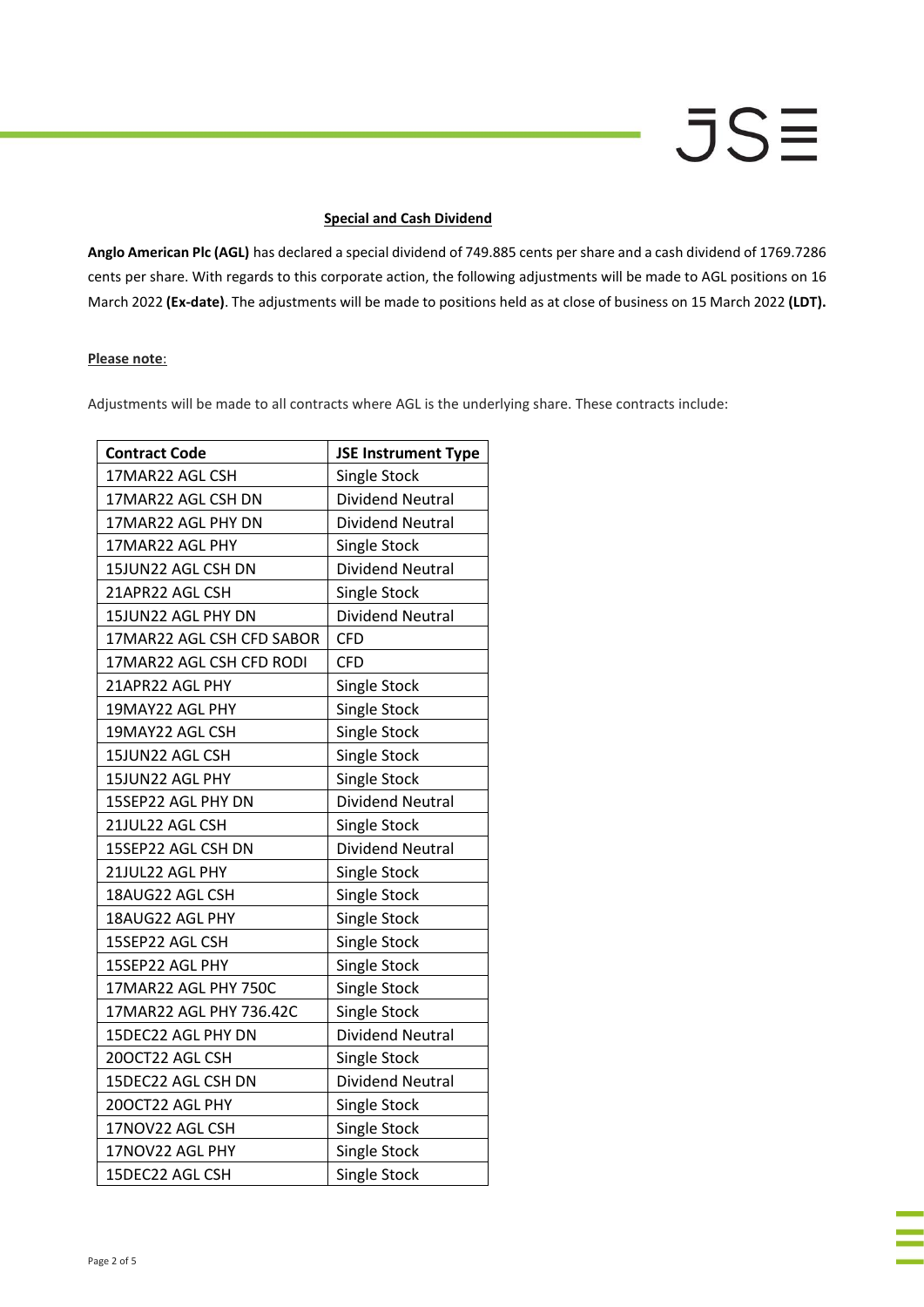**Special and Cash Dividend**

**Anglo American Plc (AGL)** has declared a special dividend of 749.885 cents per share and a cash dividend of 1769.7286 cents per share. With regards to this corporate action, the following adjustments will be made to AGL positions on 16 March 2022 **(Ex-date)**. The adjustments will be made to positions held as at close of business on 15 March 2022 **(LDT).**

**Please note**:

Adjustments will be made to all contracts where AGL is the underlying share. These contracts include:

| Contract Code | JSE Instrument Type |
|---|---|
| 17MAR22 AGL CSH | Single Stock |
| 17MAR22 AGL CSH DN | Dividend Neutral |
| 17MAR22 AGL PHY DN | Dividend Neutral |
| 17MAR22 AGL PHY | Single Stock |
| 15JUN22 AGL CSH DN | Dividend Neutral |
| 21APR22 AGL CSH | Single Stock |
| 15JUN22 AGL PHY DN | Dividend Neutral |
| 17MAR22 AGL CSH CFD SABOR | CFD |
| 17MAR22 AGL CSH CFD RODI | CFD |
| 21APR22 AGL PHY | Single Stock |
| 19MAY22 AGL PHY | Single Stock |
| 19MAY22 AGL CSH | Single Stock |
| 15JUN22 AGL CSH | Single Stock |
| 15JUN22 AGL PHY | Single Stock |
| 15SEP22 AGL PHY DN | Dividend Neutral |
| 21JUL22 AGL CSH | Single Stock |
| 15SEP22 AGL CSH DN | Dividend Neutral |
| 21JUL22 AGL PHY | Single Stock |
| 18AUG22 AGL CSH | Single Stock |
| 18AUG22 AGL PHY | Single Stock |
| 15SEP22 AGL CSH | Single Stock |
| 15SEP22 AGL PHY | Single Stock |
| 17MAR22 AGL PHY 750C | Single Stock |
| 17MAR22 AGL PHY 736.42C | Single Stock |
| 15DEC22 AGL PHY DN | Dividend Neutral |
| 20OCT22 AGL CSH | Single Stock |
| 15DEC22 AGL CSH DN | Dividend Neutral |
| 20OCT22 AGL PHY | Single Stock |
| 17NOV22 AGL CSH | Single Stock |
| 17NOV22 AGL PHY | Single Stock |
| 15DEC22 AGL CSH | Single Stock |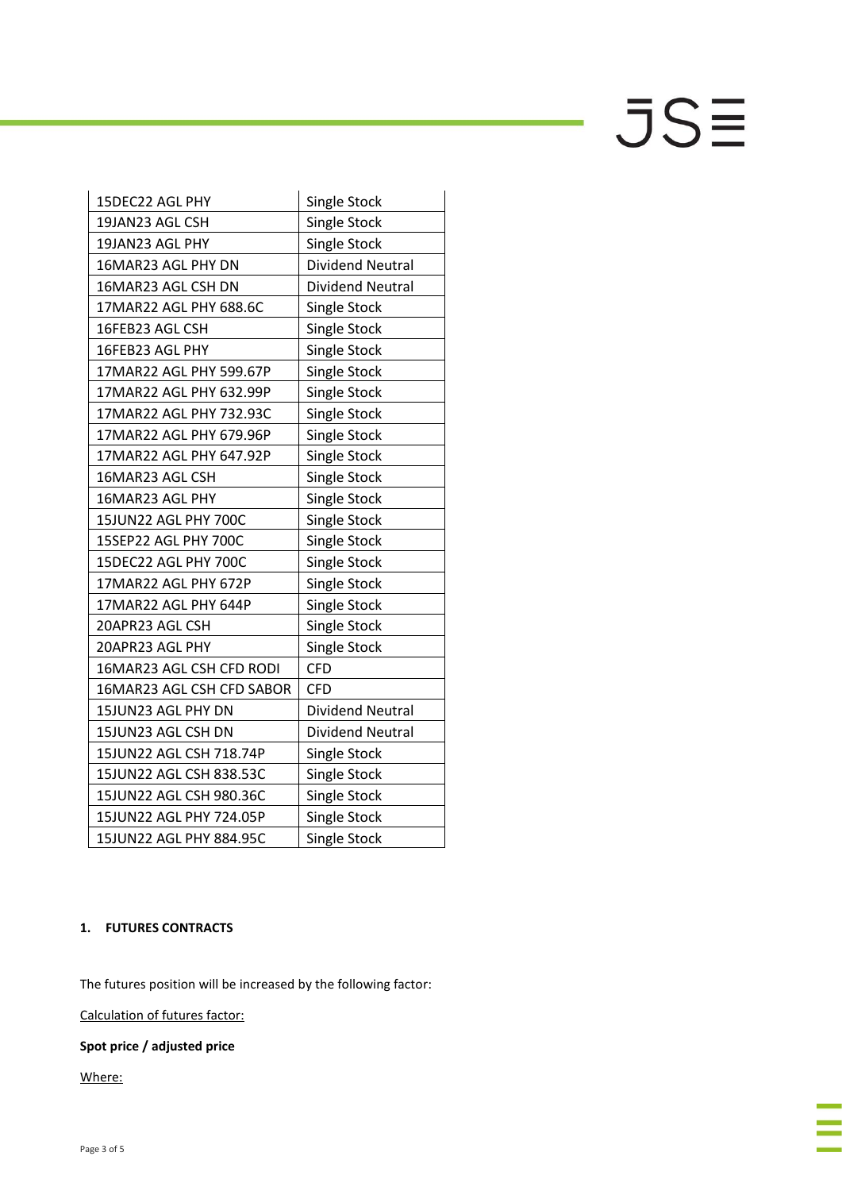| | |
|---|---|
| 15DEC22 AGL PHY | Single Stock |
| 19JAN23 AGL CSH | Single Stock |
| 19JAN23 AGL PHY | Single Stock |
| 16MAR23 AGL PHY DN | Dividend Neutral |
| 16MAR23 AGL CSH DN | Dividend Neutral |
| 17MAR22 AGL PHY 688.6C | Single Stock |
| 16FEB23 AGL CSH | Single Stock |
| 16FEB23 AGL PHY | Single Stock |
| 17MAR22 AGL PHY 599.67P | Single Stock |
| 17MAR22 AGL PHY 632.99P | Single Stock |
| 17MAR22 AGL PHY 732.93C | Single Stock |
| 17MAR22 AGL PHY 679.96P | Single Stock |
| 17MAR22 AGL PHY 647.92P | Single Stock |
| 16MAR23 AGL CSH | Single Stock |
| 16MAR23 AGL PHY | Single Stock |
| 15JUN22 AGL PHY 700C | Single Stock |
| 15SEP22 AGL PHY 700C | Single Stock |
| 15DEC22 AGL PHY 700C | Single Stock |
| 17MAR22 AGL PHY 672P | Single Stock |
| 17MAR22 AGL PHY 644P | Single Stock |
| 20APR23 AGL CSH | Single Stock |
| 20APR23 AGL PHY | Single Stock |
| 16MAR23 AGL CSH CFD RODI | CFD |
| 16MAR23 AGL CSH CFD SABOR | CFD |
| 15JUN23 AGL PHY DN | Dividend Neutral |
| 15JUN23 AGL CSH DN | Dividend Neutral |
| 15JUN22 AGL CSH 718.74P | Single Stock |
| 15JUN22 AGL CSH 838.53C | Single Stock |
| 15JUN22 AGL CSH 980.36C | Single Stock |
| 15JUN22 AGL PHY 724.05P | Single Stock |
| 15JUN22 AGL PHY 884.95C | Single Stock |

**1. FUTURES CONTRACTS**

The futures position will be increased by the following factor:

Calculation of futures factor:

**Spot price / adjusted price**

Where: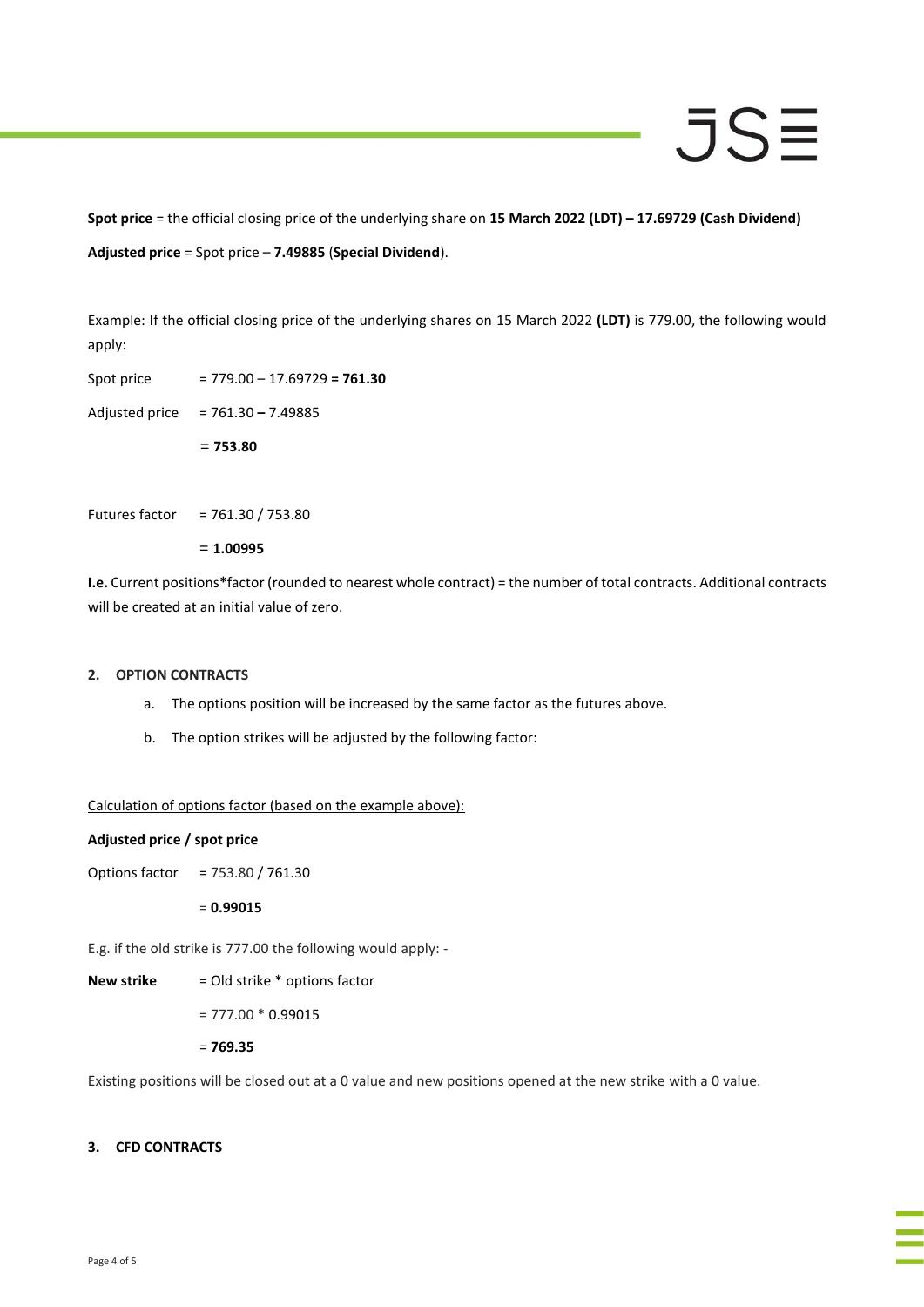**Spot price** = the official closing price of the underlying share on **15 March 2022 (LDT) – 17.69729 (Cash Dividend)**

**Adjusted price** = Spot price – **7.49885** (**Special Dividend**).

Example: If the official closing price of the underlying shares on 15 March 2022 **(LDT)** is 779.00, the following would apply:

Spot price = 779.00 – 17.69729 **= 761.30**

Adjusted price = 761.30 **–** 7.49885

= **753.80**

Futures factor = 761.30 / 753.80

= **1.00995**

**I.e.** Current positions**\***factor (rounded to nearest whole contract) = the number of total contracts. Additional contracts will be created at an initial value of zero.

## 2. OPTION CONTRACTS

a. The options position will be increased by the same factor as the futures above.

b. The option strikes will be adjusted by the following factor:

Calculation of options factor (based on the example above):

**Adjusted price / spot price**

Options factor = 753.80 / 761.30

= **0.99015**

E.g. if the old strike is 777.00 the following would apply: -

**New strike** = Old strike * options factor

= 777.00 * 0.99015

= **769.35**

Existing positions will be closed out at a 0 value and new positions opened at the new strike with a 0 value.

## 3. CFD CONTRACTS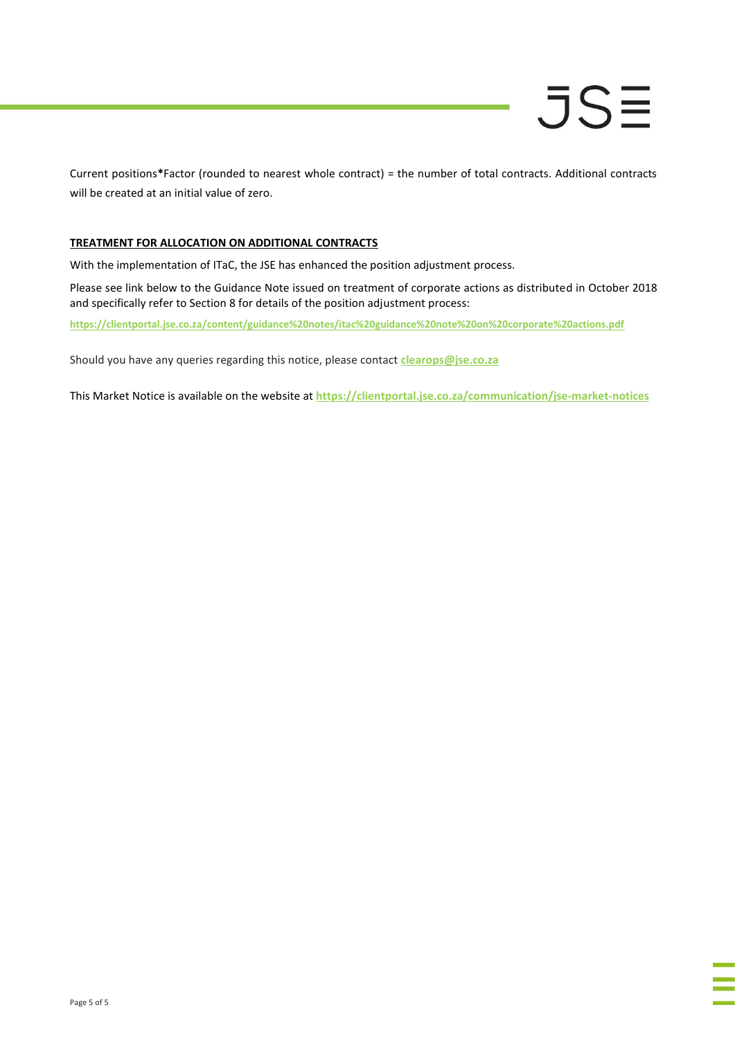Current positions**\***Factor (rounded to nearest whole contract) = the number of total contracts. Additional contracts will be created at an initial value of zero.

**TREATMENT FOR ALLOCATION ON ADDITIONAL CONTRACTS**

With the implementation of ITaC, the JSE has enhanced the position adjustment process.

Please see link below to the Guidance Note issued on treatment of corporate actions as distributed in October 2018 and specifically refer to Section 8 for details of the position adjustment process:

**https://clientportal.jse.co.za/content/guidance%20notes/itac%20guidance%20note%20on%20corporate%20actions.pdf**

Should you have any queries regarding this notice, please contact **clearops@jse.co.za**

This Market Notice is available on the website at **https://clientportal.jse.co.za/communication/jse-market-notices**